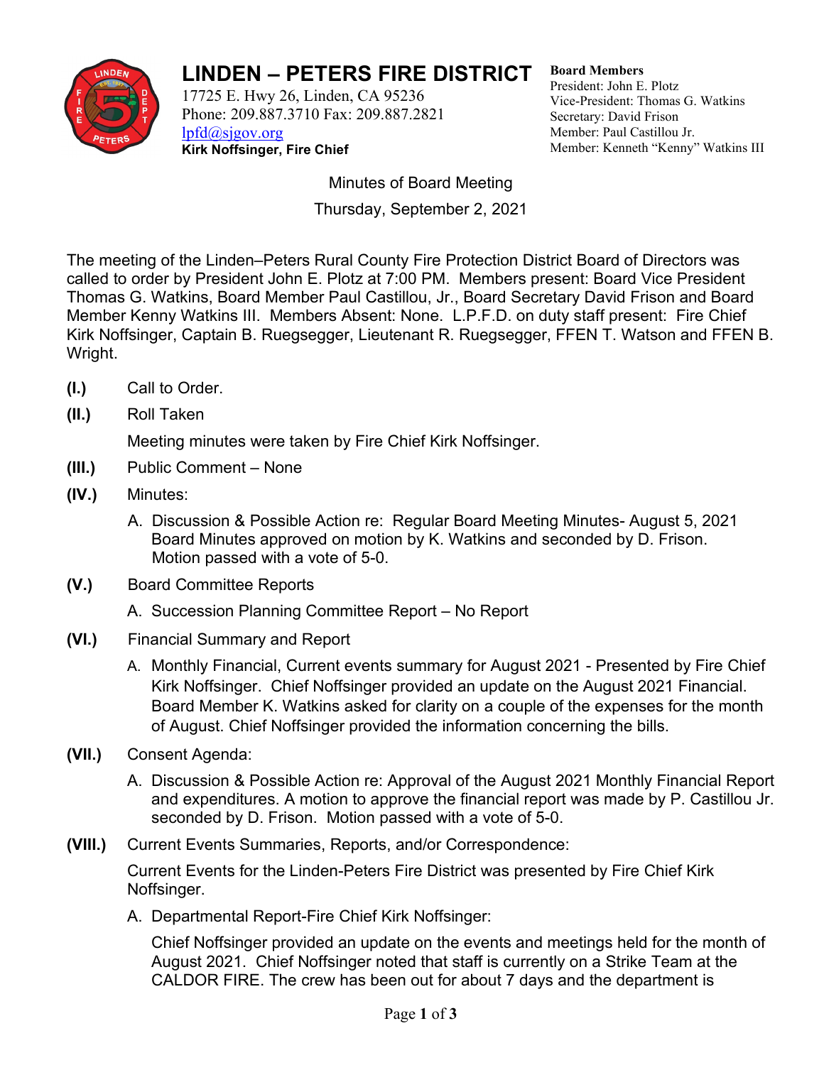# LINDEN – PETERS FIRE DISTRICT

17725 E. Hwy 26, Linden, CA 95236
Phone: 209.887.3710 Fax: 209.887.2821
lpfd@sjgov.org
**Kirk Noffsinger, Fire Chief**

**Board Members**
President: John E. Plotz
Vice-President: Thomas G. Watkins
Secretary: David Frison
Member: Paul Castillou Jr.
Member: Kenneth "Kenny" Watkins III

Minutes of Board Meeting
Thursday, September 2, 2021

The meeting of the Linden–Peters Rural County Fire Protection District Board of Directors was called to order by President John E. Plotz at 7:00 PM. Members present: Board Vice President Thomas G. Watkins, Board Member Paul Castillou, Jr., Board Secretary David Frison and Board Member Kenny Watkins III. Members Absent: None. L.P.F.D. on duty staff present: Fire Chief Kirk Noffsinger, Captain B. Ruegsegger, Lieutenant R. Ruegsegger, FFEN T. Watson and FFEN B. Wright.

**(I.)** Call to Order.

**(II.)** Roll Taken

Meeting minutes were taken by Fire Chief Kirk Noffsinger.

**(III.)** Public Comment – None

**(IV.)** Minutes:

A. Discussion & Possible Action re: Regular Board Meeting Minutes- August 5, 2021 Board Minutes approved on motion by K. Watkins and seconded by D. Frison. Motion passed with a vote of 5-0.

**(V.)** Board Committee Reports

A. Succession Planning Committee Report – No Report

**(VI.)** Financial Summary and Report

A. Monthly Financial, Current events summary for August 2021 - Presented by Fire Chief Kirk Noffsinger. Chief Noffsinger provided an update on the August 2021 Financial. Board Member K. Watkins asked for clarity on a couple of the expenses for the month of August. Chief Noffsinger provided the information concerning the bills.

**(VII.)** Consent Agenda:

A. Discussion & Possible Action re: Approval of the August 2021 Monthly Financial Report and expenditures. A motion to approve the financial report was made by P. Castillou Jr. seconded by D. Frison. Motion passed with a vote of 5-0.

**(VIII.)** Current Events Summaries, Reports, and/or Correspondence:

Current Events for the Linden-Peters Fire District was presented by Fire Chief Kirk Noffsinger.

A. Departmental Report-Fire Chief Kirk Noffsinger:

Chief Noffsinger provided an update on the events and meetings held for the month of August 2021. Chief Noffsinger noted that staff is currently on a Strike Team at the CALDOR FIRE. The crew has been out for about 7 days and the department is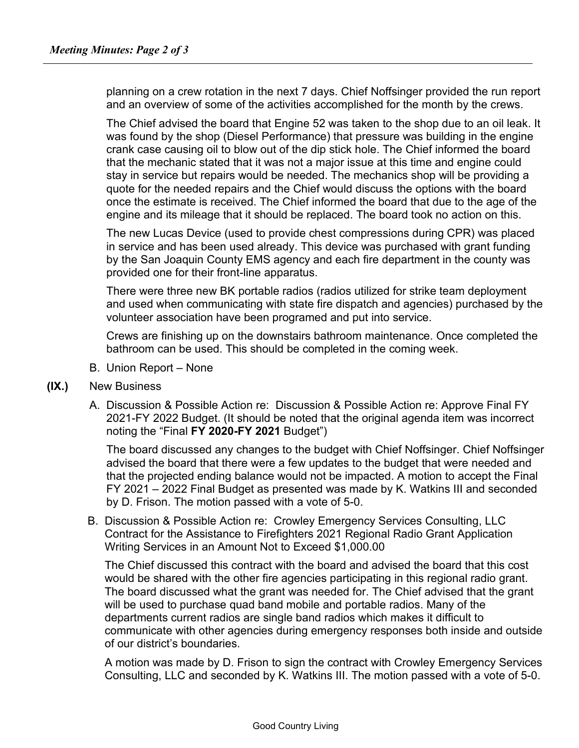planning on a crew rotation in the next 7 days. Chief Noffsinger provided the run report and an overview of some of the activities accomplished for the month by the crews.

The Chief advised the board that Engine 52 was taken to the shop due to an oil leak. It was found by the shop (Diesel Performance) that pressure was building in the engine crank case causing oil to blow out of the dip stick hole. The Chief informed the board that the mechanic stated that it was not a major issue at this time and engine could stay in service but repairs would be needed. The mechanics shop will be providing a quote for the needed repairs and the Chief would discuss the options with the board once the estimate is received. The Chief informed the board that due to the age of the engine and its mileage that it should be replaced. The board took no action on this.

The new Lucas Device (used to provide chest compressions during CPR) was placed in service and has been used already. This device was purchased with grant funding by the San Joaquin County EMS agency and each fire department in the county was provided one for their front-line apparatus.

There were three new BK portable radios (radios utilized for strike team deployment and used when communicating with state fire dispatch and agencies) purchased by the volunteer association have been programed and put into service.

Crews are finishing up on the downstairs bathroom maintenance. Once completed the bathroom can be used. This should be completed in the coming week.

B. Union Report – None

**(IX.)** New Business

A. Discussion & Possible Action re: Discussion & Possible Action re: Approve Final FY 2021-FY 2022 Budget. (It should be noted that the original agenda item was incorrect noting the "Final **FY 2020-FY 2021** Budget")

The board discussed any changes to the budget with Chief Noffsinger. Chief Noffsinger advised the board that there were a few updates to the budget that were needed and that the projected ending balance would not be impacted. A motion to accept the Final FY 2021 – 2022 Final Budget as presented was made by K. Watkins III and seconded by D. Frison. The motion passed with a vote of 5-0.

B. Discussion & Possible Action re: Crowley Emergency Services Consulting, LLC Contract for the Assistance to Firefighters 2021 Regional Radio Grant Application Writing Services in an Amount Not to Exceed $1,000.00

The Chief discussed this contract with the board and advised the board that this cost would be shared with the other fire agencies participating in this regional radio grant. The board discussed what the grant was needed for. The Chief advised that the grant will be used to purchase quad band mobile and portable radios. Many of the departments current radios are single band radios which makes it difficult to communicate with other agencies during emergency responses both inside and outside of our district's boundaries.

A motion was made by D. Frison to sign the contract with Crowley Emergency Services Consulting, LLC and seconded by K. Watkins III. The motion passed with a vote of 5-0.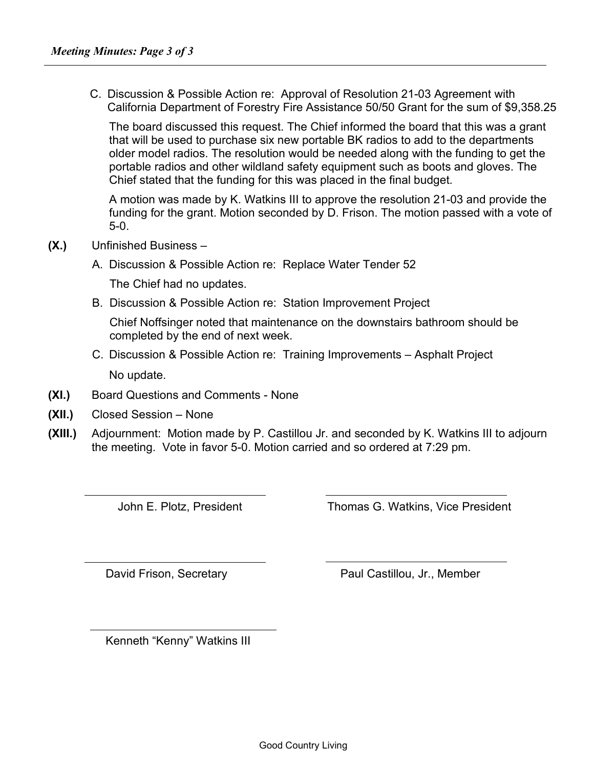C. Discussion & Possible Action re: Approval of Resolution 21-03 Agreement with California Department of Forestry Fire Assistance 50/50 Grant for the sum of $9,358.25

The board discussed this request. The Chief informed the board that this was a grant that will be used to purchase six new portable BK radios to add to the departments older model radios. The resolution would be needed along with the funding to get the portable radios and other wildland safety equipment such as boots and gloves. The Chief stated that the funding for this was placed in the final budget.

A motion was made by K. Watkins III to approve the resolution 21-03 and provide the funding for the grant. Motion seconded by D. Frison. The motion passed with a vote of 5-0.

**(X.)** Unfinished Business –

A. Discussion & Possible Action re: Replace Water Tender 52

The Chief had no updates.

B. Discussion & Possible Action re: Station Improvement Project

Chief Noffsinger noted that maintenance on the downstairs bathroom should be completed by the end of next week.

C. Discussion & Possible Action re: Training Improvements – Asphalt Project

No update.

**(XI.)** Board Questions and Comments - None

**(XII.)** Closed Session – None

**(XIII.)** Adjournment: Motion made by P. Castillou Jr. and seconded by K. Watkins III to adjourn the meeting. Vote in favor 5-0. Motion carried and so ordered at 7:29 pm.

John E. Plotz, President

Thomas G. Watkins, Vice President

David Frison, Secretary

Paul Castillou, Jr., Member

Kenneth "Kenny" Watkins III

Good Country Living